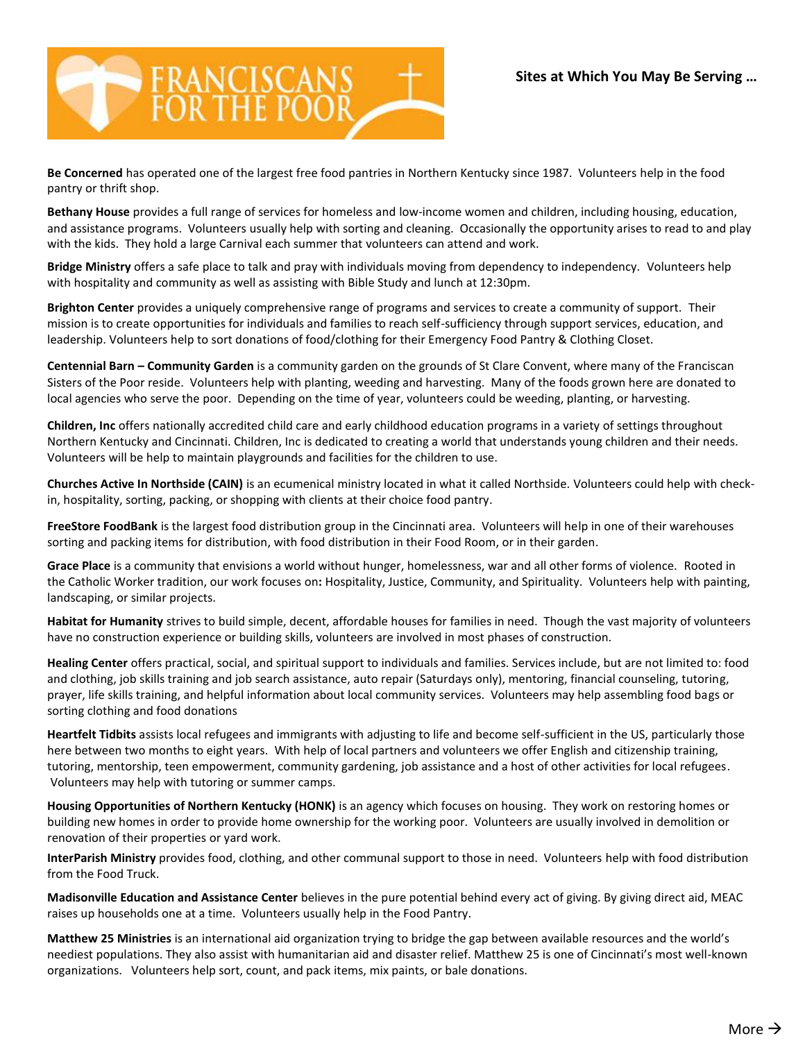# FRANCISCANS FOR THE POOR

**Sites at Which You May Be Serving …**

**Be Concerned** has operated one of the largest free food pantries in Northern Kentucky since 1987. Volunteers help in the food pantry or thrift shop.

**Bethany House** provides a full range of services for homeless and low-income women and children, including housing, education, and assistance programs. Volunteers usually help with sorting and cleaning. Occasionally the opportunity arises to read to and play with the kids. They hold a large Carnival each summer that volunteers can attend and work.

**Bridge Ministry** offers a safe place to talk and pray with individuals moving from dependency to independency. Volunteers help with hospitality and community as well as assisting with Bible Study and lunch at 12:30pm.

**Brighton Center** provides a uniquely comprehensive range of programs and services to create a community of support. Their mission is to create opportunities for individuals and families to reach self-sufficiency through support services, education, and leadership. Volunteers help to sort donations of food/clothing for their Emergency Food Pantry & Clothing Closet.

**Centennial Barn – Community Garden** is a community garden on the grounds of St Clare Convent, where many of the Franciscan Sisters of the Poor reside. Volunteers help with planting, weeding and harvesting. Many of the foods grown here are donated to local agencies who serve the poor. Depending on the time of year, volunteers could be weeding, planting, or harvesting.

**Children, Inc** offers nationally accredited child care and early childhood education programs in a variety of settings throughout Northern Kentucky and Cincinnati. Children, Inc is dedicated to creating a world that understands young children and their needs. Volunteers will be help to maintain playgrounds and facilities for the children to use.

**Churches Active In Northside (CAIN)** is an ecumenical ministry located in what it called Northside. Volunteers could help with check-in, hospitality, sorting, packing, or shopping with clients at their choice food pantry.

**FreeStore FoodBank** is the largest food distribution group in the Cincinnati area. Volunteers will help in one of their warehouses sorting and packing items for distribution, with food distribution in their Food Room, or in their garden.

**Grace Place** is a community that envisions a world without hunger, homelessness, war and all other forms of violence. Rooted in the Catholic Worker tradition, our work focuses on**:** Hospitality, Justice, Community, and Spirituality. Volunteers help with painting, landscaping, or similar projects.

**Habitat for Humanity** strives to build simple, decent, affordable houses for families in need. Though the vast majority of volunteers have no construction experience or building skills, volunteers are involved in most phases of construction.

**Healing Center** offers practical, social, and spiritual support to individuals and families. Services include, but are not limited to: food and clothing, job skills training and job search assistance, auto repair (Saturdays only), mentoring, financial counseling, tutoring, prayer, life skills training, and helpful information about local community services. Volunteers may help assembling food bags or sorting clothing and food donations

**Heartfelt Tidbits** assists local refugees and immigrants with adjusting to life and become self-sufficient in the US, particularly those here between two months to eight years. With help of local partners and volunteers we offer English and citizenship training, tutoring, mentorship, teen empowerment, community gardening, job assistance and a host of other activities for local refugees. Volunteers may help with tutoring or summer camps.

**Housing Opportunities of Northern Kentucky (HONK)** is an agency which focuses on housing. They work on restoring homes or building new homes in order to provide home ownership for the working poor. Volunteers are usually involved in demolition or renovation of their properties or yard work.

**InterParish Ministry** provides food, clothing, and other communal support to those in need. Volunteers help with food distribution from the Food Truck.

**Madisonville Education and Assistance Center** believes in the pure potential behind every act of giving. By giving direct aid, MEAC raises up households one at a time. Volunteers usually help in the Food Pantry.

**Matthew 25 Ministries** is an international aid organization trying to bridge the gap between available resources and the world's neediest populations. They also assist with humanitarian aid and disaster relief. Matthew 25 is one of Cincinnati's most well-known organizations. Volunteers help sort, count, and pack items, mix paints, or bale donations.

More →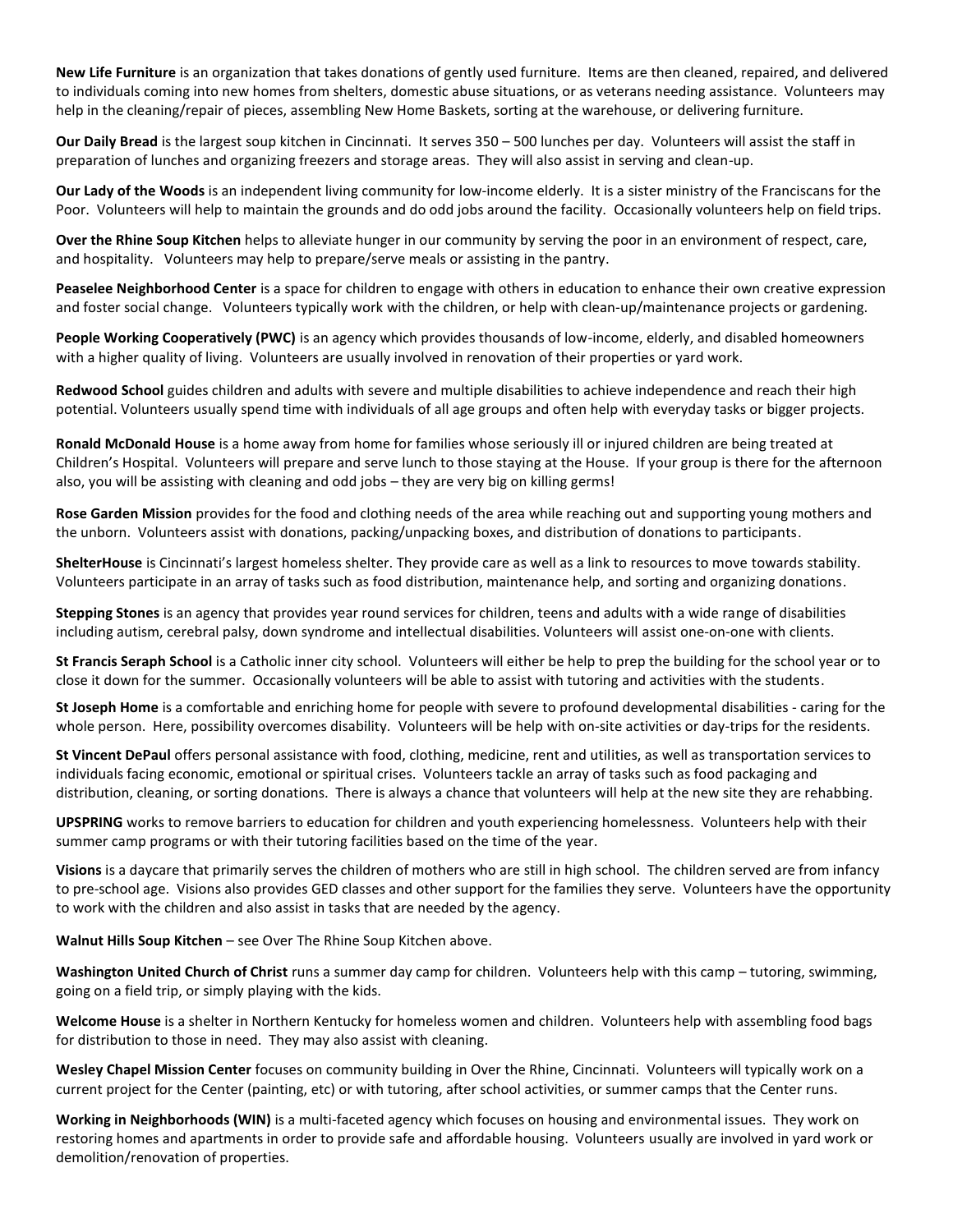**New Life Furniture** is an organization that takes donations of gently used furniture. Items are then cleaned, repaired, and delivered to individuals coming into new homes from shelters, domestic abuse situations, or as veterans needing assistance. Volunteers may help in the cleaning/repair of pieces, assembling New Home Baskets, sorting at the warehouse, or delivering furniture.

**Our Daily Bread** is the largest soup kitchen in Cincinnati. It serves 350 – 500 lunches per day. Volunteers will assist the staff in preparation of lunches and organizing freezers and storage areas. They will also assist in serving and clean-up.

**Our Lady of the Woods** is an independent living community for low-income elderly. It is a sister ministry of the Franciscans for the Poor. Volunteers will help to maintain the grounds and do odd jobs around the facility. Occasionally volunteers help on field trips.

**Over the Rhine Soup Kitchen** helps to alleviate hunger in our community by serving the poor in an environment of respect, care, and hospitality. Volunteers may help to prepare/serve meals or assisting in the pantry.

**Peaselee Neighborhood Center** is a space for children to engage with others in education to enhance their own creative expression and foster social change. Volunteers typically work with the children, or help with clean-up/maintenance projects or gardening.

**People Working Cooperatively (PWC)** is an agency which provides thousands of low-income, elderly, and disabled homeowners with a higher quality of living. Volunteers are usually involved in renovation of their properties or yard work.

**Redwood School** guides children and adults with severe and multiple disabilities to achieve independence and reach their high potential. Volunteers usually spend time with individuals of all age groups and often help with everyday tasks or bigger projects.

**Ronald McDonald House** is a home away from home for families whose seriously ill or injured children are being treated at Children's Hospital. Volunteers will prepare and serve lunch to those staying at the House. If your group is there for the afternoon also, you will be assisting with cleaning and odd jobs – they are very big on killing germs!

**Rose Garden Mission** provides for the food and clothing needs of the area while reaching out and supporting young mothers and the unborn. Volunteers assist with donations, packing/unpacking boxes, and distribution of donations to participants.

**ShelterHouse** is Cincinnati's largest homeless shelter. They provide care as well as a link to resources to move towards stability. Volunteers participate in an array of tasks such as food distribution, maintenance help, and sorting and organizing donations.

**Stepping Stones** is an agency that provides year round services for children, teens and adults with a wide range of disabilities including autism, cerebral palsy, down syndrome and intellectual disabilities. Volunteers will assist one-on-one with clients.

**St Francis Seraph School** is a Catholic inner city school. Volunteers will either be help to prep the building for the school year or to close it down for the summer. Occasionally volunteers will be able to assist with tutoring and activities with the students.

**St Joseph Home** is a comfortable and enriching home for people with severe to profound developmental disabilities - caring for the whole person. Here, possibility overcomes disability. Volunteers will be help with on-site activities or day-trips for the residents.

**St Vincent DePaul** offers personal assistance with food, clothing, medicine, rent and utilities, as well as transportation services to individuals facing economic, emotional or spiritual crises. Volunteers tackle an array of tasks such as food packaging and distribution, cleaning, or sorting donations. There is always a chance that volunteers will help at the new site they are rehabbing.

**UPSPRING** works to remove barriers to education for children and youth experiencing homelessness. Volunteers help with their summer camp programs or with their tutoring facilities based on the time of the year.

**Visions** is a daycare that primarily serves the children of mothers who are still in high school. The children served are from infancy to pre-school age. Visions also provides GED classes and other support for the families they serve. Volunteers have the opportunity to work with the children and also assist in tasks that are needed by the agency.

**Walnut Hills Soup Kitchen** – see Over The Rhine Soup Kitchen above.

**Washington United Church of Christ** runs a summer day camp for children. Volunteers help with this camp – tutoring, swimming, going on a field trip, or simply playing with the kids.

**Welcome House** is a shelter in Northern Kentucky for homeless women and children. Volunteers help with assembling food bags for distribution to those in need. They may also assist with cleaning.

**Wesley Chapel Mission Center** focuses on community building in Over the Rhine, Cincinnati. Volunteers will typically work on a current project for the Center (painting, etc) or with tutoring, after school activities, or summer camps that the Center runs.

**Working in Neighborhoods (WIN)** is a multi-faceted agency which focuses on housing and environmental issues. They work on restoring homes and apartments in order to provide safe and affordable housing. Volunteers usually are involved in yard work or demolition/renovation of properties.